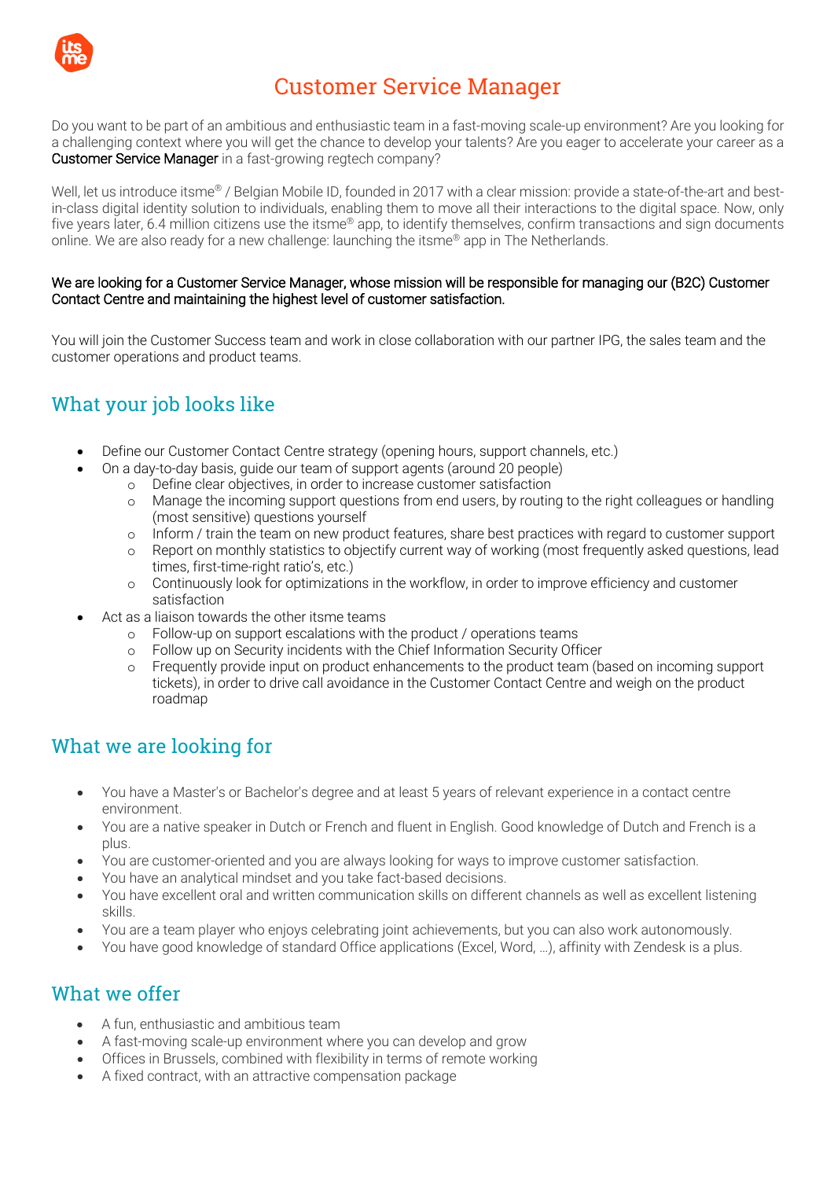# Customer Service Manager

Do you want to be part of an ambitious and enthusiastic team in a fast-moving scale-up environment? Are you looking for a challenging context where you will get the chance to develop your talents? Are you eager to accelerate your career as a **Customer Service Manager** in a fast-growing regtech company?

Well, let us introduce itsme® / Belgian Mobile ID, founded in 2017 with a clear mission: provide a state-of-the-art and best-in-class digital identity solution to individuals, enabling them to move all their interactions to the digital space. Now, only five years later, 6.4 million citizens use the itsme® app, to identify themselves, confirm transactions and sign documents online. We are also ready for a new challenge: launching the itsme® app in The Netherlands.

**We are looking for a Customer Service Manager, whose mission will be responsible for managing our (B2C) Customer Contact Centre and maintaining the highest level of customer satisfaction.**

You will join the Customer Success team and work in close collaboration with our partner IPG, the sales team and the customer operations and product teams.

## What your job looks like

- Define our Customer Contact Centre strategy (opening hours, support channels, etc.)
- On a day-to-day basis, guide our team of support agents (around 20 people)
  - Define clear objectives, in order to increase customer satisfaction
  - Manage the incoming support questions from end users, by routing to the right colleagues or handling (most sensitive) questions yourself
  - Inform / train the team on new product features, share best practices with regard to customer support
  - Report on monthly statistics to objectify current way of working (most frequently asked questions, lead times, first-time-right ratio's, etc.)
  - Continuously look for optimizations in the workflow, in order to improve efficiency and customer satisfaction
- Act as a liaison towards the other itsme teams
  - Follow-up on support escalations with the product / operations teams
  - Follow up on Security incidents with the Chief Information Security Officer
  - Frequently provide input on product enhancements to the product team (based on incoming support tickets), in order to drive call avoidance in the Customer Contact Centre and weigh on the product roadmap

## What we are looking for

- You have a Master's or Bachelor's degree and at least 5 years of relevant experience in a contact centre environment.
- You are a native speaker in Dutch or French and fluent in English. Good knowledge of Dutch and French is a plus.
- You are customer-oriented and you are always looking for ways to improve customer satisfaction.
- You have an analytical mindset and you take fact-based decisions.
- You have excellent oral and written communication skills on different channels as well as excellent listening skills.
- You are a team player who enjoys celebrating joint achievements, but you can also work autonomously.
- You have good knowledge of standard Office applications (Excel, Word, …), affinity with Zendesk is a plus.

## What we offer

- A fun, enthusiastic and ambitious team
- A fast-moving scale-up environment where you can develop and grow
- Offices in Brussels, combined with flexibility in terms of remote working
- A fixed contract, with an attractive compensation package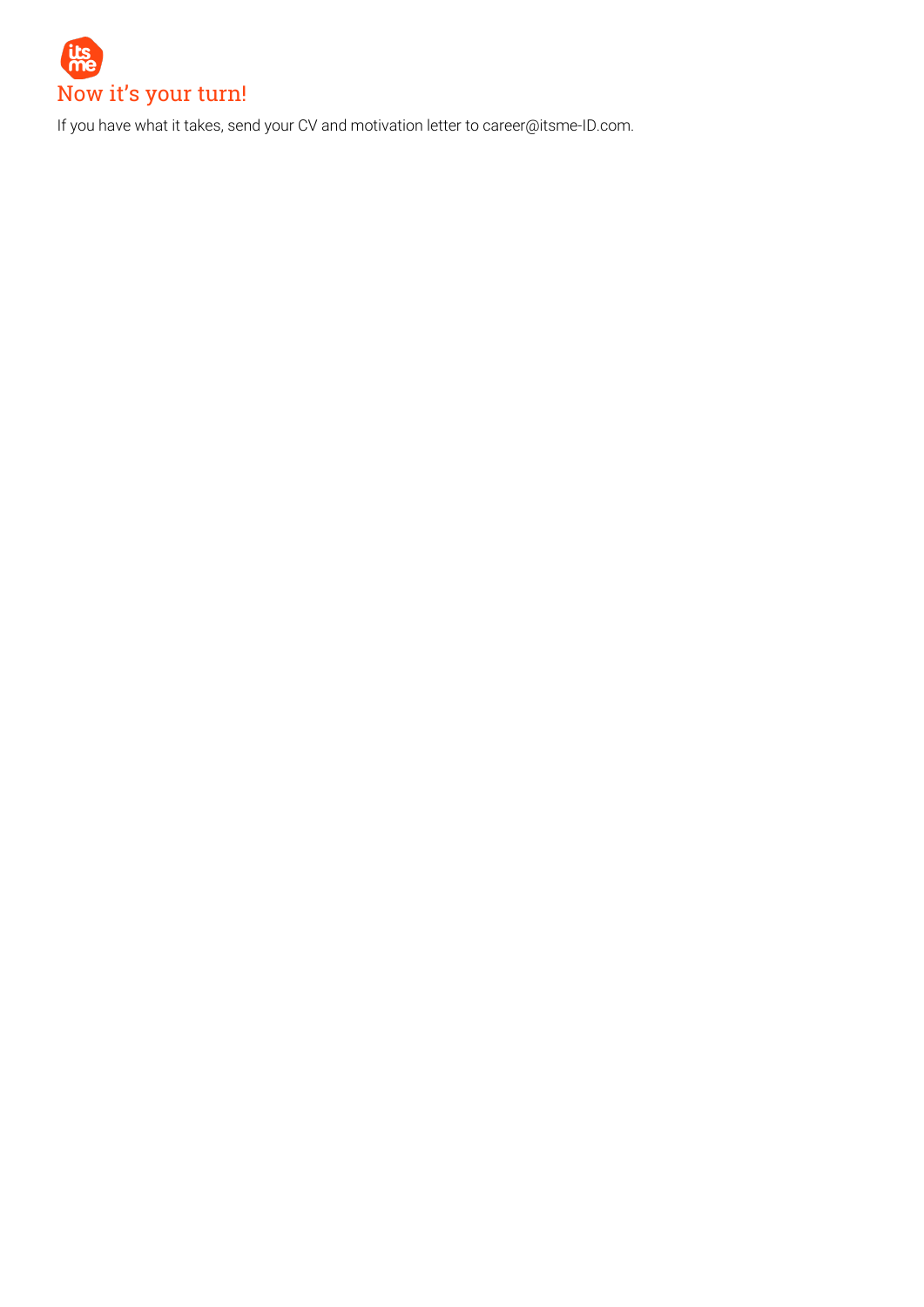## Now it's your turn!

If you have what it takes, send your CV and motivation letter to career@itsme-ID.com.